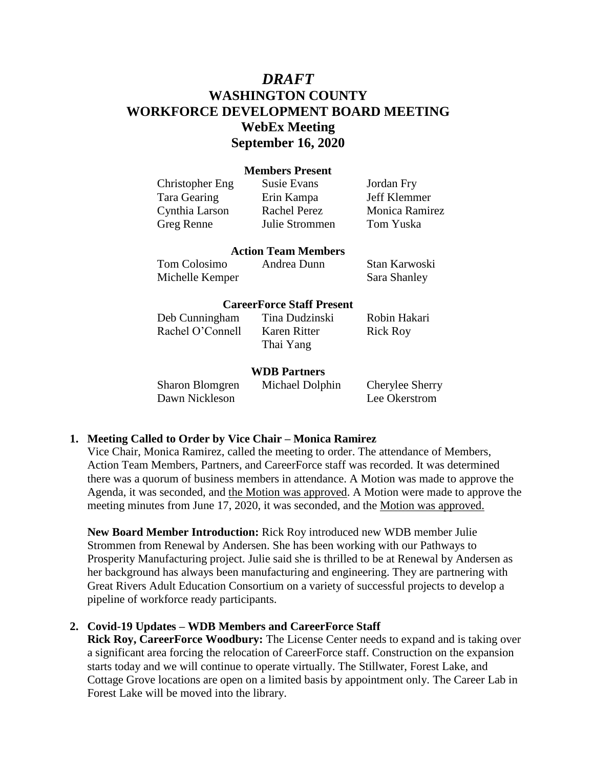# *DRAFT*
# WASHINGTON COUNTY
# WORKFORCE DEVELOPMENT BOARD MEETING
## WebEx Meeting
## September 16, 2020

**Members Present**

| | | |
|---|---|---|
| Christopher Eng | Susie Evans | Jordan Fry |
| Tara Gearing | Erin Kampa | Jeff Klemmer |
| Cynthia Larson | Rachel Perez | Monica Ramirez |
| Greg Renne | Julie Strommen | Tom Yuska |

**Action Team Members**

| | | |
|---|---|---|
| Tom Colosimo | Andrea Dunn | Stan Karwoski |
| Michelle Kemper | | Sara Shanley |

**CareerForce Staff Present**

| | | |
|---|---|---|
| Deb Cunningham | Tina Dudzinski | Robin Hakari |
| Rachel O'Connell | Karen Ritter | Rick Roy |
| | Thai Yang | |

**WDB Partners**

| | | |
|---|---|---|
| Sharon Blomgren | Michael Dolphin | Cherylee Sherry |
| Dawn Nickleson | | Lee Okerstrom |

1. **Meeting Called to Order by Vice Chair – Monica Ramirez**
   Vice Chair, Monica Ramirez, called the meeting to order. The attendance of Members, Action Team Members, Partners, and CareerForce staff was recorded. It was determined there was a quorum of business members in attendance. A Motion was made to approve the Agenda, it was seconded, and the Motion was approved. A Motion were made to approve the meeting minutes from June 17, 2020, it was seconded, and the Motion was approved.

   **New Board Member Introduction:** Rick Roy introduced new WDB member Julie Strommen from Renewal by Andersen. She has been working with our Pathways to Prosperity Manufacturing project. Julie said she is thrilled to be at Renewal by Andersen as her background has always been manufacturing and engineering. They are partnering with Great Rivers Adult Education Consortium on a variety of successful projects to develop a pipeline of workforce ready participants.

2. **Covid-19 Updates – WDB Members and CareerForce Staff**
   **Rick Roy, CareerForce Woodbury:** The License Center needs to expand and is taking over a significant area forcing the relocation of CareerForce staff. Construction on the expansion starts today and we will continue to operate virtually. The Stillwater, Forest Lake, and Cottage Grove locations are open on a limited basis by appointment only. The Career Lab in Forest Lake will be moved into the library.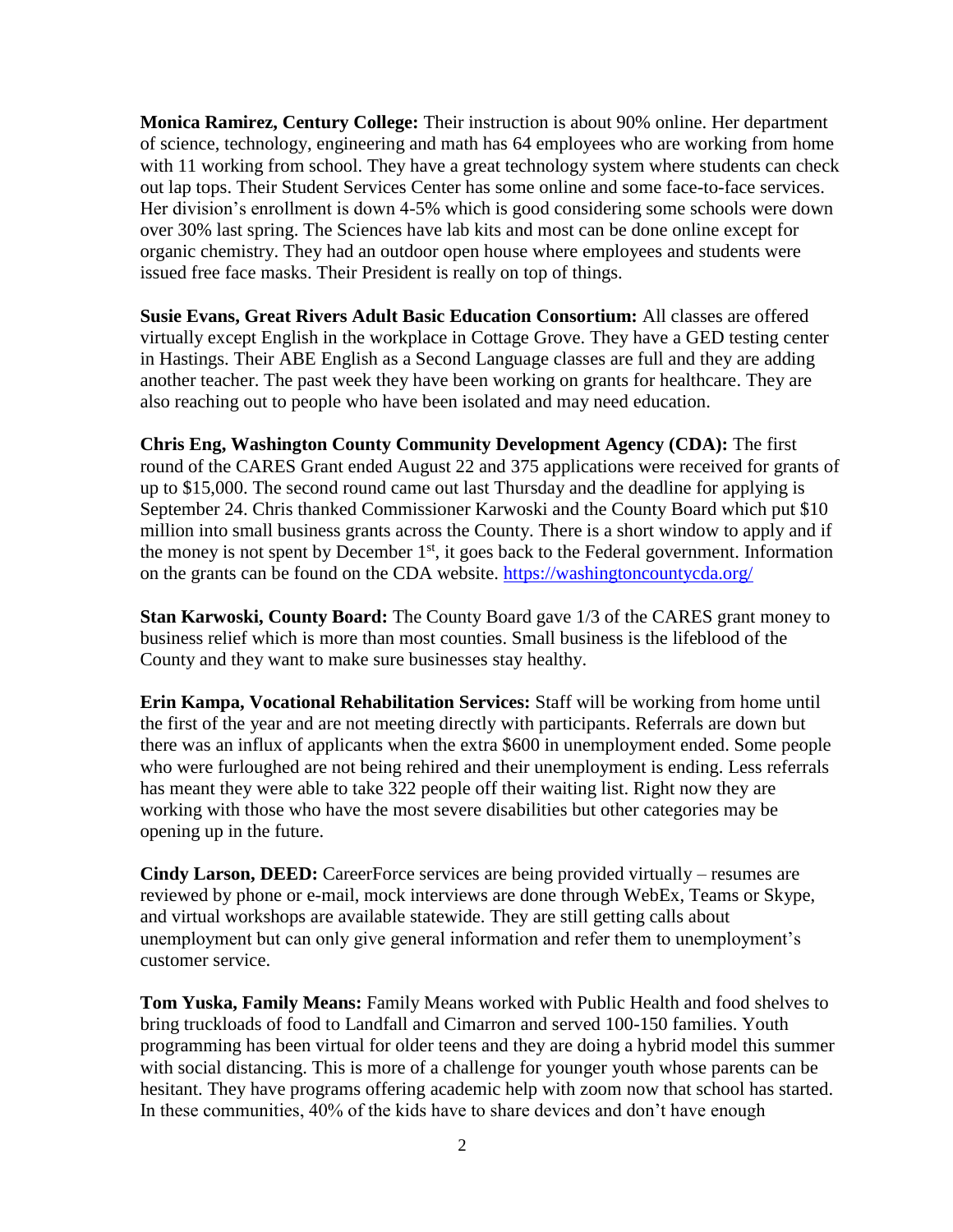**Monica Ramirez, Century College:** Their instruction is about 90% online. Her department of science, technology, engineering and math has 64 employees who are working from home with 11 working from school. They have a great technology system where students can check out lap tops. Their Student Services Center has some online and some face-to-face services. Her division's enrollment is down 4-5% which is good considering some schools were down over 30% last spring. The Sciences have lab kits and most can be done online except for organic chemistry. They had an outdoor open house where employees and students were issued free face masks. Their President is really on top of things.

**Susie Evans, Great Rivers Adult Basic Education Consortium:** All classes are offered virtually except English in the workplace in Cottage Grove. They have a GED testing center in Hastings. Their ABE English as a Second Language classes are full and they are adding another teacher. The past week they have been working on grants for healthcare. They are also reaching out to people who have been isolated and may need education.

**Chris Eng, Washington County Community Development Agency (CDA):** The first round of the CARES Grant ended August 22 and 375 applications were received for grants of up to $15,000. The second round came out last Thursday and the deadline for applying is September 24. Chris thanked Commissioner Karwoski and the County Board which put $10 million into small business grants across the County. There is a short window to apply and if the money is not spent by December 1st, it goes back to the Federal government. Information on the grants can be found on the CDA website. [https://washingtoncountycda.org/](https://washingtoncountycda.org/)

**Stan Karwoski, County Board:** The County Board gave 1/3 of the CARES grant money to business relief which is more than most counties. Small business is the lifeblood of the County and they want to make sure businesses stay healthy.

**Erin Kampa, Vocational Rehabilitation Services:** Staff will be working from home until the first of the year and are not meeting directly with participants. Referrals are down but there was an influx of applicants when the extra $600 in unemployment ended. Some people who were furloughed are not being rehired and their unemployment is ending. Less referrals has meant they were able to take 322 people off their waiting list. Right now they are working with those who have the most severe disabilities but other categories may be opening up in the future.

**Cindy Larson, DEED:** CareerForce services are being provided virtually – resumes are reviewed by phone or e-mail, mock interviews are done through WebEx, Teams or Skype, and virtual workshops are available statewide. They are still getting calls about unemployment but can only give general information and refer them to unemployment's customer service.

**Tom Yuska, Family Means:** Family Means worked with Public Health and food shelves to bring truckloads of food to Landfall and Cimarron and served 100-150 families. Youth programming has been virtual for older teens and they are doing a hybrid model this summer with social distancing. This is more of a challenge for younger youth whose parents can be hesitant. They have programs offering academic help with zoom now that school has started. In these communities, 40% of the kids have to share devices and don't have enough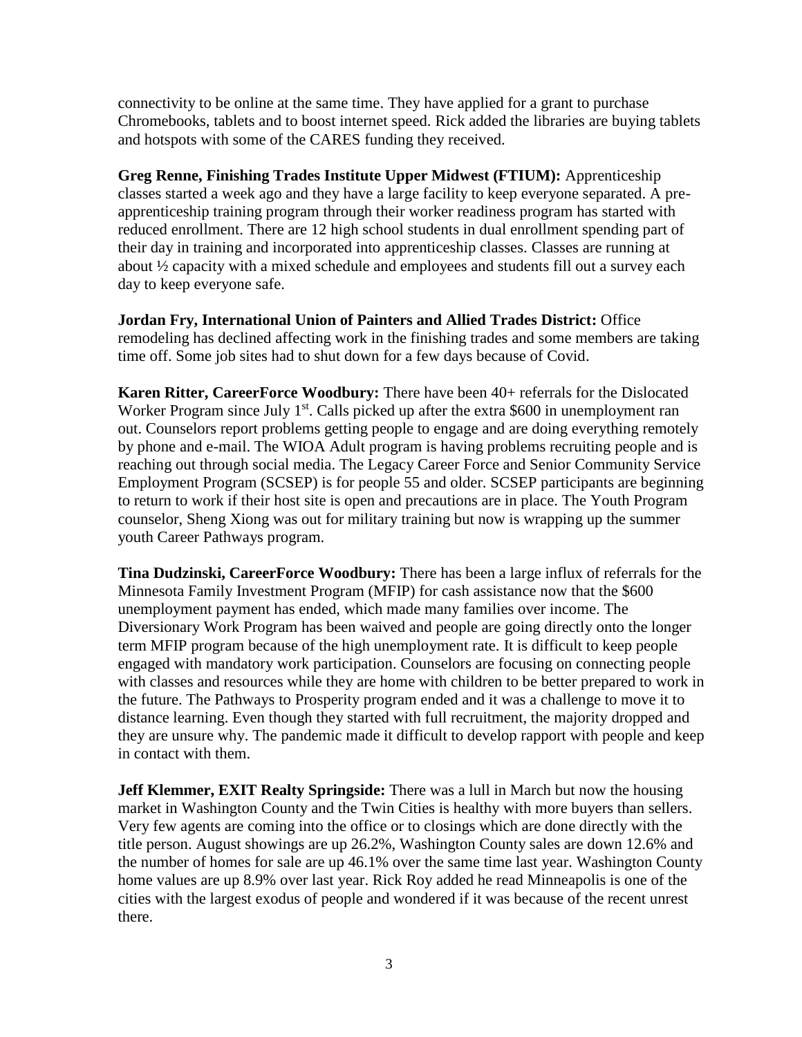connectivity to be online at the same time. They have applied for a grant to purchase Chromebooks, tablets and to boost internet speed. Rick added the libraries are buying tablets and hotspots with some of the CARES funding they received.

**Greg Renne, Finishing Trades Institute Upper Midwest (FTIUM):** Apprenticeship classes started a week ago and they have a large facility to keep everyone separated. A pre-apprenticeship training program through their worker readiness program has started with reduced enrollment. There are 12 high school students in dual enrollment spending part of their day in training and incorporated into apprenticeship classes. Classes are running at about ½ capacity with a mixed schedule and employees and students fill out a survey each day to keep everyone safe.

**Jordan Fry, International Union of Painters and Allied Trades District:** Office remodeling has declined affecting work in the finishing trades and some members are taking time off. Some job sites had to shut down for a few days because of Covid.

**Karen Ritter, CareerForce Woodbury:** There have been 40+ referrals for the Dislocated Worker Program since July 1st. Calls picked up after the extra $600 in unemployment ran out. Counselors report problems getting people to engage and are doing everything remotely by phone and e-mail. The WIOA Adult program is having problems recruiting people and is reaching out through social media. The Legacy Career Force and Senior Community Service Employment Program (SCSEP) is for people 55 and older. SCSEP participants are beginning to return to work if their host site is open and precautions are in place. The Youth Program counselor, Sheng Xiong was out for military training but now is wrapping up the summer youth Career Pathways program.

**Tina Dudzinski, CareerForce Woodbury:** There has been a large influx of referrals for the Minnesota Family Investment Program (MFIP) for cash assistance now that the $600 unemployment payment has ended, which made many families over income. The Diversionary Work Program has been waived and people are going directly onto the longer term MFIP program because of the high unemployment rate. It is difficult to keep people engaged with mandatory work participation. Counselors are focusing on connecting people with classes and resources while they are home with children to be better prepared to work in the future. The Pathways to Prosperity program ended and it was a challenge to move it to distance learning. Even though they started with full recruitment, the majority dropped and they are unsure why. The pandemic made it difficult to develop rapport with people and keep in contact with them.

**Jeff Klemmer, EXIT Realty Springside:** There was a lull in March but now the housing market in Washington County and the Twin Cities is healthy with more buyers than sellers. Very few agents are coming into the office or to closings which are done directly with the title person. August showings are up 26.2%, Washington County sales are down 12.6% and the number of homes for sale are up 46.1% over the same time last year. Washington County home values are up 8.9% over last year. Rick Roy added he read Minneapolis is one of the cities with the largest exodus of people and wondered if it was because of the recent unrest there.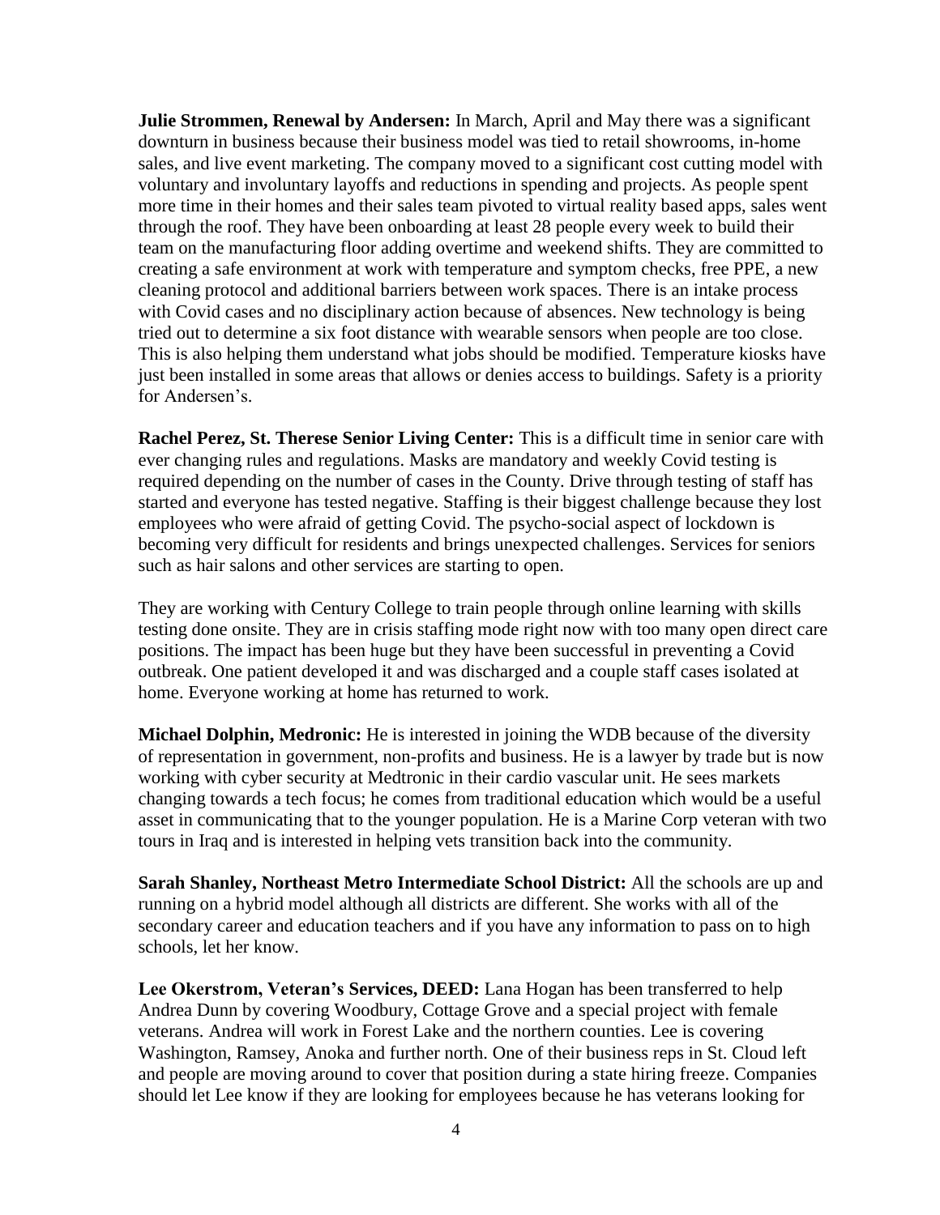**Julie Strommen, Renewal by Andersen:** In March, April and May there was a significant downturn in business because their business model was tied to retail showrooms, in-home sales, and live event marketing. The company moved to a significant cost cutting model with voluntary and involuntary layoffs and reductions in spending and projects. As people spent more time in their homes and their sales team pivoted to virtual reality based apps, sales went through the roof. They have been onboarding at least 28 people every week to build their team on the manufacturing floor adding overtime and weekend shifts. They are committed to creating a safe environment at work with temperature and symptom checks, free PPE, a new cleaning protocol and additional barriers between work spaces. There is an intake process with Covid cases and no disciplinary action because of absences. New technology is being tried out to determine a six foot distance with wearable sensors when people are too close. This is also helping them understand what jobs should be modified. Temperature kiosks have just been installed in some areas that allows or denies access to buildings. Safety is a priority for Andersen's.

**Rachel Perez, St. Therese Senior Living Center:** This is a difficult time in senior care with ever changing rules and regulations. Masks are mandatory and weekly Covid testing is required depending on the number of cases in the County. Drive through testing of staff has started and everyone has tested negative. Staffing is their biggest challenge because they lost employees who were afraid of getting Covid. The psycho-social aspect of lockdown is becoming very difficult for residents and brings unexpected challenges. Services for seniors such as hair salons and other services are starting to open.

They are working with Century College to train people through online learning with skills testing done onsite. They are in crisis staffing mode right now with too many open direct care positions. The impact has been huge but they have been successful in preventing a Covid outbreak. One patient developed it and was discharged and a couple staff cases isolated at home. Everyone working at home has returned to work.

**Michael Dolphin, Medronic:** He is interested in joining the WDB because of the diversity of representation in government, non-profits and business. He is a lawyer by trade but is now working with cyber security at Medtronic in their cardio vascular unit. He sees markets changing towards a tech focus; he comes from traditional education which would be a useful asset in communicating that to the younger population. He is a Marine Corp veteran with two tours in Iraq and is interested in helping vets transition back into the community.

**Sarah Shanley, Northeast Metro Intermediate School District:** All the schools are up and running on a hybrid model although all districts are different. She works with all of the secondary career and education teachers and if you have any information to pass on to high schools, let her know.

**Lee Okerstrom, Veteran's Services, DEED:** Lana Hogan has been transferred to help Andrea Dunn by covering Woodbury, Cottage Grove and a special project with female veterans. Andrea will work in Forest Lake and the northern counties. Lee is covering Washington, Ramsey, Anoka and further north. One of their business reps in St. Cloud left and people are moving around to cover that position during a state hiring freeze. Companies should let Lee know if they are looking for employees because he has veterans looking for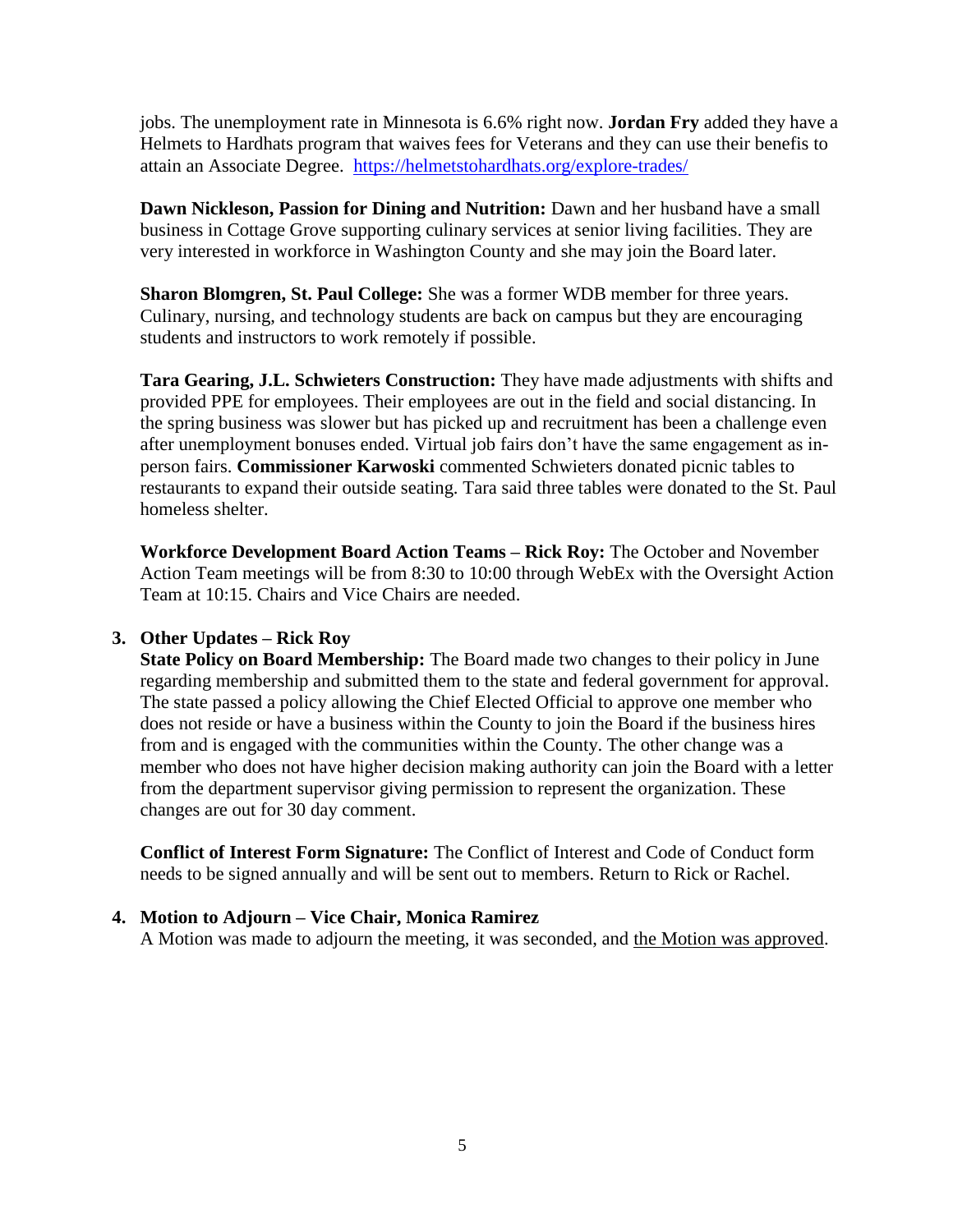jobs. The unemployment rate in Minnesota is 6.6% right now. **Jordan Fry** added they have a Helmets to Hardhats program that waives fees for Veterans and they can use their benefis to attain an Associate Degree. https://helmetstohardhats.org/explore-trades/

**Dawn Nickleson, Passion for Dining and Nutrition:** Dawn and her husband have a small business in Cottage Grove supporting culinary services at senior living facilities. They are very interested in workforce in Washington County and she may join the Board later.

**Sharon Blomgren, St. Paul College:** She was a former WDB member for three years. Culinary, nursing, and technology students are back on campus but they are encouraging students and instructors to work remotely if possible.

**Tara Gearing, J.L. Schwieters Construction:** They have made adjustments with shifts and provided PPE for employees. Their employees are out in the field and social distancing. In the spring business was slower but has picked up and recruitment has been a challenge even after unemployment bonuses ended. Virtual job fairs don't have the same engagement as in-person fairs. **Commissioner Karwoski** commented Schwieters donated picnic tables to restaurants to expand their outside seating. Tara said three tables were donated to the St. Paul homeless shelter.

**Workforce Development Board Action Teams – Rick Roy:** The October and November Action Team meetings will be from 8:30 to 10:00 through WebEx with the Oversight Action Team at 10:15. Chairs and Vice Chairs are needed.

3. **Other Updates – Rick Roy**

   **State Policy on Board Membership:** The Board made two changes to their policy in June regarding membership and submitted them to the state and federal government for approval. The state passed a policy allowing the Chief Elected Official to approve one member who does not reside or have a business within the County to join the Board if the business hires from and is engaged with the communities within the County. The other change was a member who does not have higher decision making authority can join the Board with a letter from the department supervisor giving permission to represent the organization. These changes are out for 30 day comment.

   **Conflict of Interest Form Signature:** The Conflict of Interest and Code of Conduct form needs to be signed annually and will be sent out to members. Return to Rick or Rachel.

4. **Motion to Adjourn – Vice Chair, Monica Ramirez**

   A Motion was made to adjourn the meeting, it was seconded, and the Motion was approved.